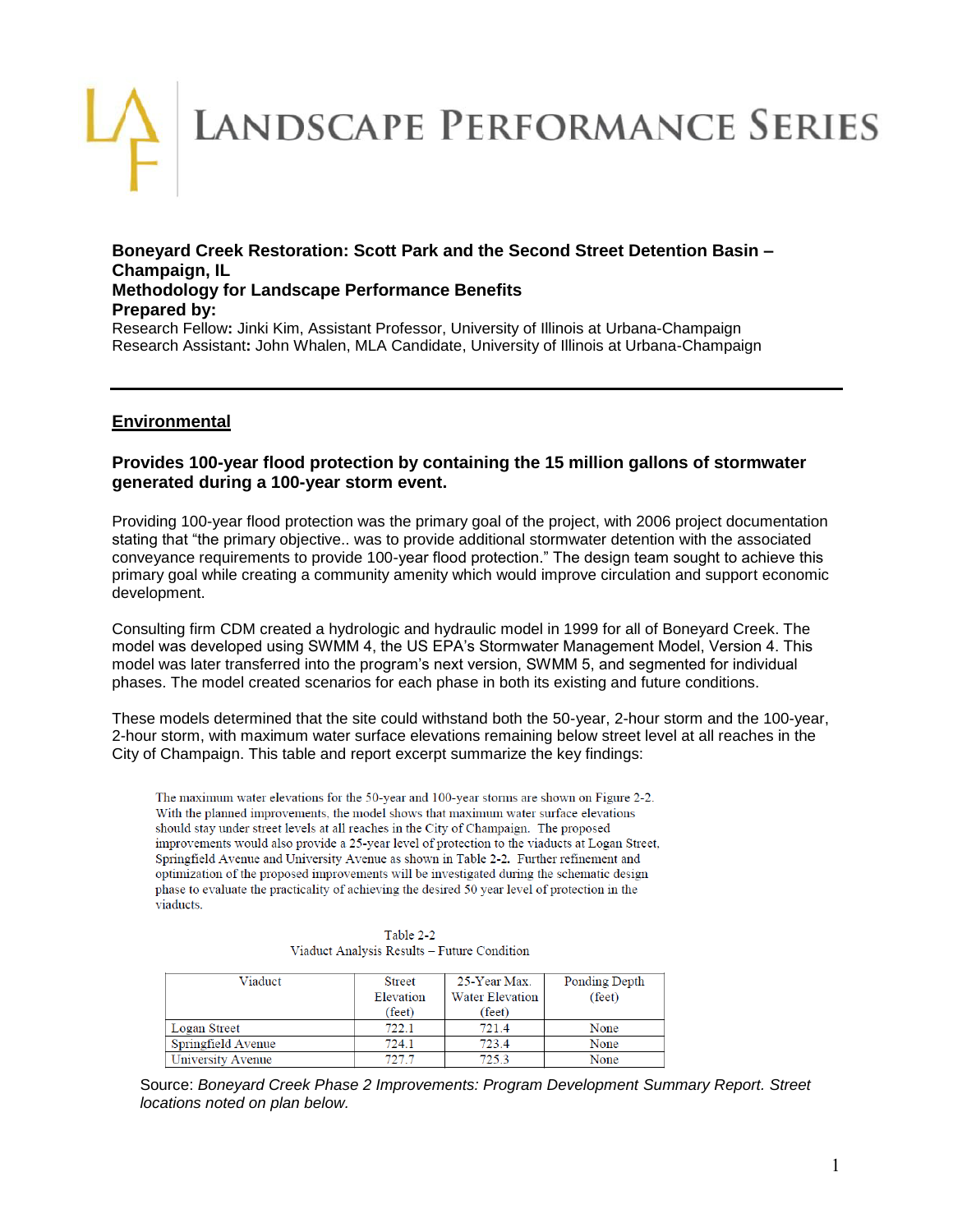# LANDSCAPE PERFORMANCE SERIES

**Boneyard Creek Restoration: Scott Park and the Second Street Detention Basin – Champaign, IL**
**Methodology for Landscape Performance Benefits**
**Prepared by:**
Research Fellow**:** Jinki Kim, Assistant Professor, University of Illinois at Urbana-Champaign
Research Assistant**:** John Whalen, MLA Candidate, University of Illinois at Urbana-Champaign

---

## Environmental

### Provides 100-year flood protection by containing the 15 million gallons of stormwater generated during a 100-year storm event.

Providing 100-year flood protection was the primary goal of the project, with 2006 project documentation stating that "the primary objective.. was to provide additional stormwater detention with the associated conveyance requirements to provide 100-year flood protection." The design team sought to achieve this primary goal while creating a community amenity which would improve circulation and support economic development.

Consulting firm CDM created a hydrologic and hydraulic model in 1999 for all of Boneyard Creek. The model was developed using SWMM 4, the US EPA's Stormwater Management Model, Version 4. This model was later transferred into the program's next version, SWMM 5, and segmented for individual phases. The model created scenarios for each phase in both its existing and future conditions.

These models determined that the site could withstand both the 50-year, 2-hour storm and the 100-year, 2-hour storm, with maximum water surface elevations remaining below street level at all reaches in the City of Champaign. This table and report excerpt summarize the key findings:

> The maximum water elevations for the 50-year and 100-year storms are shown on Figure 2-2. With the planned improvements, the model shows that maximum water surface elevations should stay under street levels at all reaches in the City of Champaign. The proposed improvements would also provide a 25-year level of protection to the viaducts at Logan Street, Springfield Avenue and University Avenue as shown in Table **2-2.** Further refinement and optimization of the proposed improvements will be investigated during the schematic design phase to evaluate the practicality of achieving the desired 50 year level of protection in the viaducts.

Table 2-2
Viaduct Analysis Results – Future Condition

| Viaduct | Street Elevation (feet) | 25-Year Max. Water Elevation (feet) | Ponding Depth (feet) |
|---|---|---|---|
| Logan Street | 722.1 | 721.4 | None |
| Springfield Avenue | 724.1 | 723.4 | None |
| University Avenue | 727.7 | 725.3 | None |

Source: *Boneyard Creek Phase 2 Improvements: Program Development Summary Report. Street locations noted on plan below.*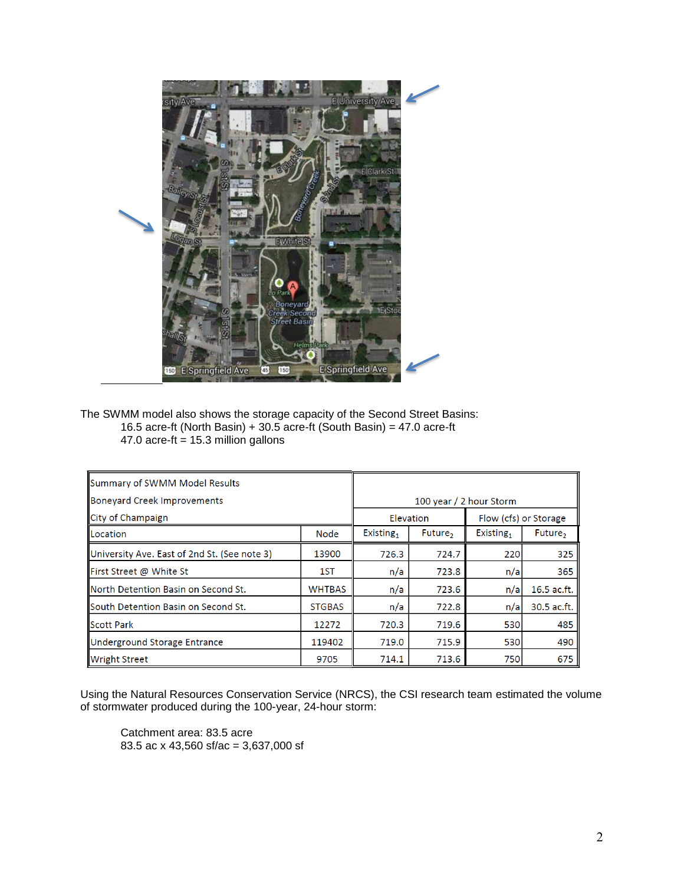The SWMM model also shows the storage capacity of the Second Street Basins:

16.5 acre-ft (North Basin) + 30.5 acre-ft (South Basin) = 47.0 acre-ft

47.0 acre-ft = 15.3 million gallons

| Summary of SWMM Model Results<br>Boneyard Creek Improvements<br>City of Champaign | | 100 year / 2 hour Storm | | | |
|---|---|---|---|---|---|
| | | Elevation | | Flow (cfs) or Storage | |
| Location | Node | $Existing_1$ | $Future_2$ | $Existing_1$ | $Future_2$ |
| University Ave. East of 2nd St. (See note 3) | 13900 | 726.3 | 724.7 | 220 | 325 |
| First Street @ White St | 1ST | n/a | 723.8 | n/a | 365 |
| North Detention Basin on Second St. | WHTBAS | n/a | 723.6 | n/a | 16.5 ac.ft. |
| South Detention Basin on Second St. | STGBAS | n/a | 722.8 | n/a | 30.5 ac.ft. |
| Scott Park | 12272 | 720.3 | 719.6 | 530 | 485 |
| Underground Storage Entrance | 119402 | 719.0 | 715.9 | 530 | 490 |
| Wright Street | 9705 | 714.1 | 713.6 | 750 | 675 |

Using the Natural Resources Conservation Service (NRCS), the CSI research team estimated the volume of stormwater produced during the 100-year, 24-hour storm:

Catchment area: 83.5 acre

83.5 ac x 43,560 sf/ac = 3,637,000 sf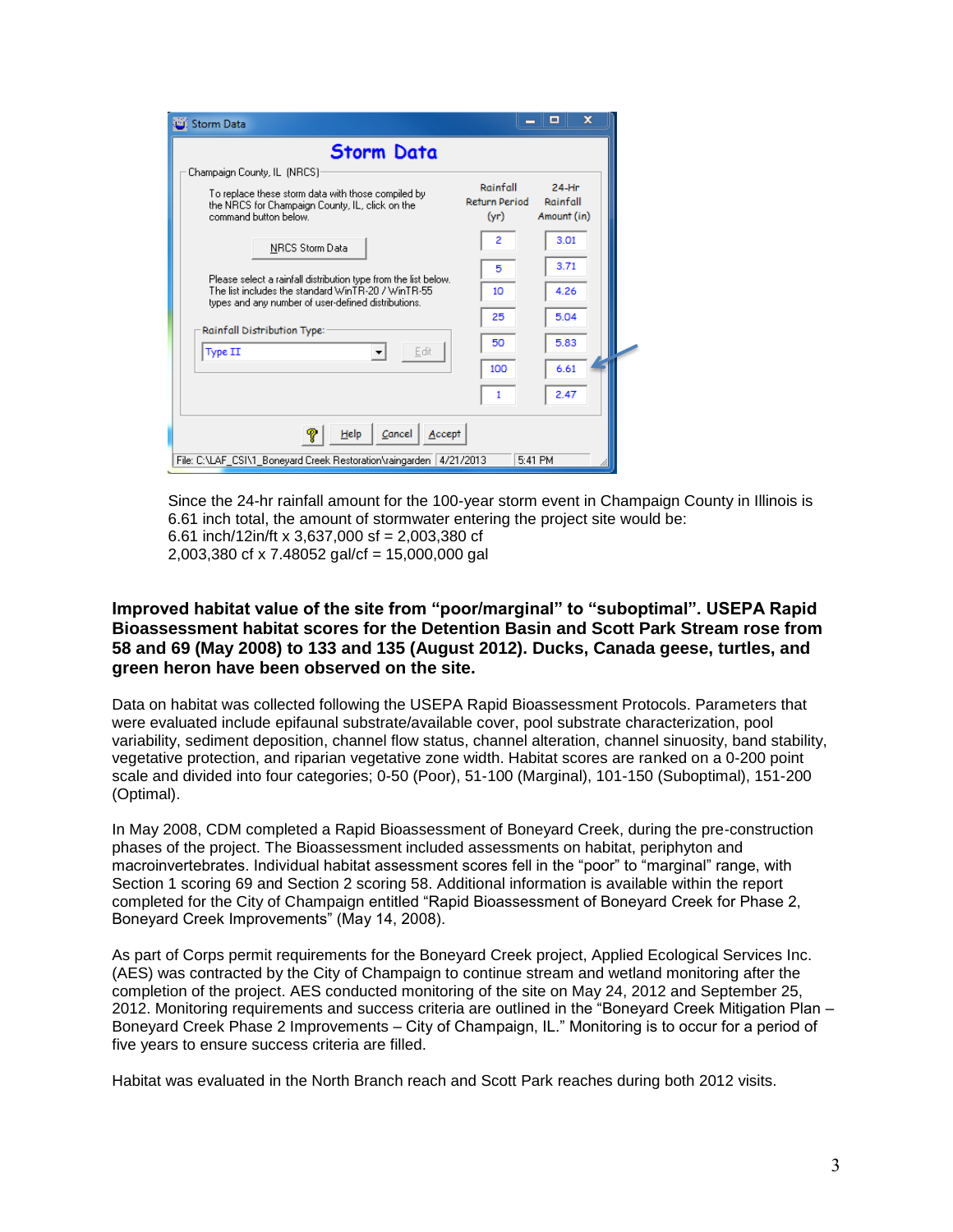Since the 24-hr rainfall amount for the 100-year storm event in Champaign County in Illinois is 6.61 inch total, the amount of stormwater entering the project site would be:
6.61 inch/12in/ft x 3,637,000 sf = 2,003,380 cf
2,003,380 cf x 7.48052 gal/cf = 15,000,000 gal

**Improved habitat value of the site from "poor/marginal" to "suboptimal". USEPA Rapid Bioassessment habitat scores for the Detention Basin and Scott Park Stream rose from 58 and 69 (May 2008) to 133 and 135 (August 2012). Ducks, Canada geese, turtles, and green heron have been observed on the site.**

Data on habitat was collected following the USEPA Rapid Bioassessment Protocols. Parameters that were evaluated include epifaunal substrate/available cover, pool substrate characterization, pool variability, sediment deposition, channel flow status, channel alteration, channel sinuosity, band stability, vegetative protection, and riparian vegetative zone width. Habitat scores are ranked on a 0-200 point scale and divided into four categories; 0-50 (Poor), 51-100 (Marginal), 101-150 (Suboptimal), 151-200 (Optimal).

In May 2008, CDM completed a Rapid Bioassessment of Boneyard Creek, during the pre-construction phases of the project. The Bioassessment included assessments on habitat, periphyton and macroinvertebrates. Individual habitat assessment scores fell in the "poor" to "marginal" range, with Section 1 scoring 69 and Section 2 scoring 58. Additional information is available within the report completed for the City of Champaign entitled "Rapid Bioassessment of Boneyard Creek for Phase 2, Boneyard Creek Improvements" (May 14, 2008).

As part of Corps permit requirements for the Boneyard Creek project, Applied Ecological Services Inc. (AES) was contracted by the City of Champaign to continue stream and wetland monitoring after the completion of the project. AES conducted monitoring of the site on May 24, 2012 and September 25, 2012. Monitoring requirements and success criteria are outlined in the "Boneyard Creek Mitigation Plan – Boneyard Creek Phase 2 Improvements – City of Champaign, IL." Monitoring is to occur for a period of five years to ensure success criteria are filled.

Habitat was evaluated in the North Branch reach and Scott Park reaches during both 2012 visits.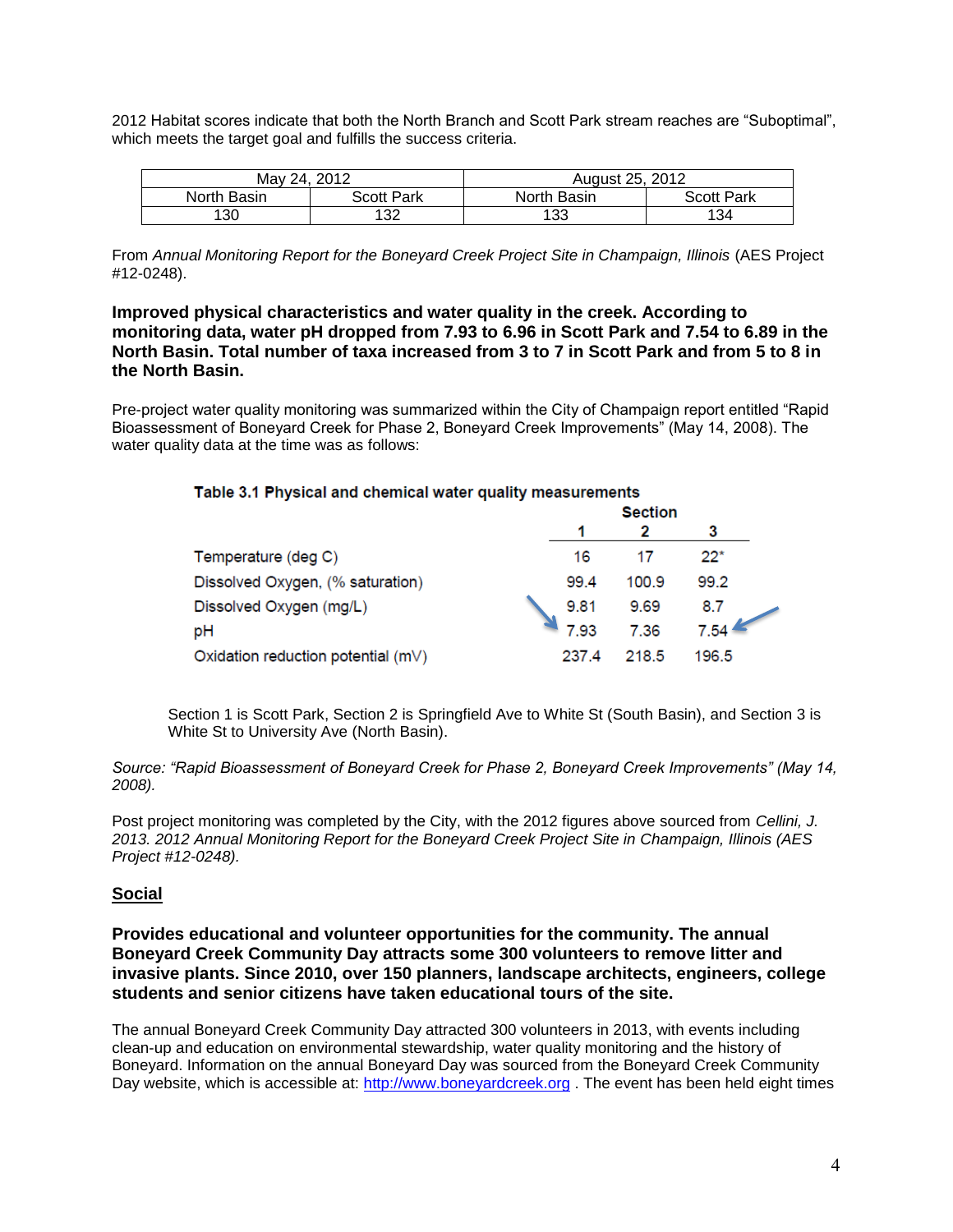2012 Habitat scores indicate that both the North Branch and Scott Park stream reaches are "Suboptimal", which meets the target goal and fulfills the success criteria.

| May 24, 2012 | | August 25, 2012 | |
|---|---|---|---|
| North Basin | Scott Park | North Basin | Scott Park |
| 130 | 132 | 133 | 134 |

From *Annual Monitoring Report for the Boneyard Creek Project Site in Champaign, Illinois* (AES Project #12-0248).

**Improved physical characteristics and water quality in the creek. According to monitoring data, water pH dropped from 7.93 to 6.96 in Scott Park and 7.54 to 6.89 in the North Basin. Total number of taxa increased from 3 to 7 in Scott Park and from 5 to 8 in the North Basin.**

Pre-project water quality monitoring was summarized within the City of Champaign report entitled "Rapid Bioassessment of Boneyard Creek for Phase 2, Boneyard Creek Improvements" (May 14, 2008). The water quality data at the time was as follows:

**Table 3.1 Physical and chemical water quality measurements**

| | Section 1 | Section 2 | Section 3 |
|---|---|---|---|
| Temperature (deg C) | 16 | 17 | 22* |
| Dissolved Oxygen, (% saturation) | 99.4 | 100.9 | 99.2 |
| Dissolved Oxygen (mg/L) | 9.81 | 9.69 | 8.7 |
| pH | 7.93 | 7.36 | 7.54 |
| Oxidation reduction potential (mV) | 237.4 | 218.5 | 196.5 |

Section 1 is Scott Park, Section 2 is Springfield Ave to White St (South Basin), and Section 3 is White St to University Ave (North Basin).

*Source: "Rapid Bioassessment of Boneyard Creek for Phase 2, Boneyard Creek Improvements" (May 14, 2008).*

Post project monitoring was completed by the City, with the 2012 figures above sourced from *Cellini, J. 2013. 2012 Annual Monitoring Report for the Boneyard Creek Project Site in Champaign, Illinois (AES Project #12-0248).*

## Social

**Provides educational and volunteer opportunities for the community. The annual Boneyard Creek Community Day attracts some 300 volunteers to remove litter and invasive plants. Since 2010, over 150 planners, landscape architects, engineers, college students and senior citizens have taken educational tours of the site.**

The annual Boneyard Creek Community Day attracted 300 volunteers in 2013, with events including clean-up and education on environmental stewardship, water quality monitoring and the history of Boneyard. Information on the annual Boneyard Day was sourced from the Boneyard Creek Community Day website, which is accessible at: http://www.boneyardcreek.org . The event has been held eight times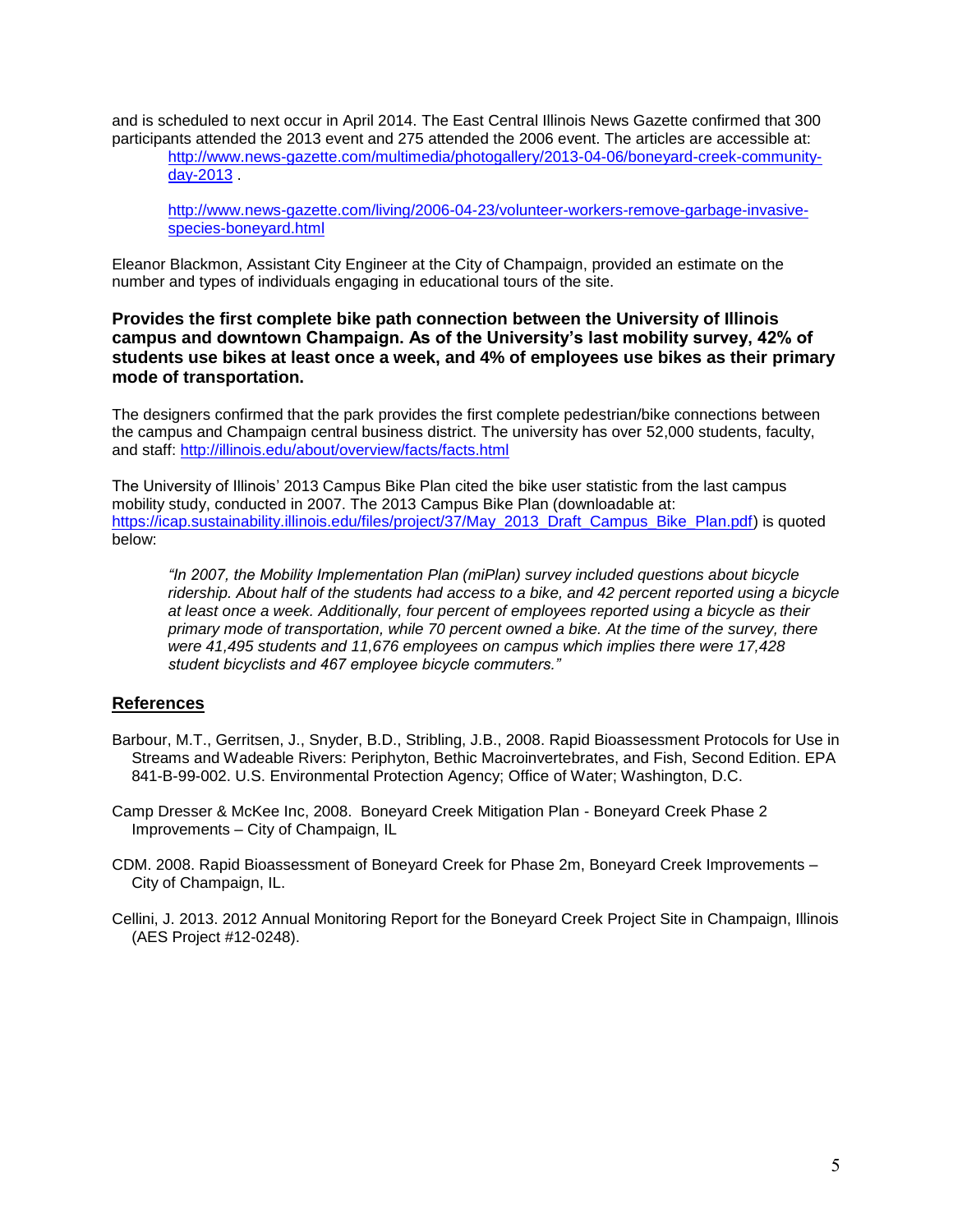and is scheduled to next occur in April 2014. The East Central Illinois News Gazette confirmed that 300 participants attended the 2013 event and 275 attended the 2006 event. The articles are accessible at:

> http://www.news-gazette.com/multimedia/photogallery/2013-04-06/boneyard-creek-community-day-2013 .
>
> http://www.news-gazette.com/living/2006-04-23/volunteer-workers-remove-garbage-invasive-species-boneyard.html

Eleanor Blackmon, Assistant City Engineer at the City of Champaign, provided an estimate on the number and types of individuals engaging in educational tours of the site.

**Provides the first complete bike path connection between the University of Illinois campus and downtown Champaign. As of the University's last mobility survey, 42% of students use bikes at least once a week, and 4% of employees use bikes as their primary mode of transportation.**

The designers confirmed that the park provides the first complete pedestrian/bike connections between the campus and Champaign central business district. The university has over 52,000 students, faculty, and staff: http://illinois.edu/about/overview/facts/facts.html

The University of Illinois' 2013 Campus Bike Plan cited the bike user statistic from the last campus mobility study, conducted in 2007. The 2013 Campus Bike Plan (downloadable at: https://icap.sustainability.illinois.edu/files/project/37/May_2013_Draft_Campus_Bike_Plan.pdf) is quoted below:

> *"In 2007, the Mobility Implementation Plan (miPlan) survey included questions about bicycle ridership. About half of the students had access to a bike, and 42 percent reported using a bicycle at least once a week. Additionally, four percent of employees reported using a bicycle as their primary mode of transportation, while 70 percent owned a bike. At the time of the survey, there were 41,495 students and 11,676 employees on campus which implies there were 17,428 student bicyclists and 467 employee bicycle commuters."*

## References

Barbour, M.T., Gerritsen, J., Snyder, B.D., Stribling, J.B., 2008. Rapid Bioassessment Protocols for Use in Streams and Wadeable Rivers: Periphyton, Bethic Macroinvertebrates, and Fish, Second Edition. EPA 841-B-99-002. U.S. Environmental Protection Agency; Office of Water; Washington, D.C.

Camp Dresser & McKee Inc, 2008. Boneyard Creek Mitigation Plan - Boneyard Creek Phase 2 Improvements – City of Champaign, IL

CDM. 2008. Rapid Bioassessment of Boneyard Creek for Phase 2m, Boneyard Creek Improvements – City of Champaign, IL.

Cellini, J. 2013. 2012 Annual Monitoring Report for the Boneyard Creek Project Site in Champaign, Illinois (AES Project #12-0248).